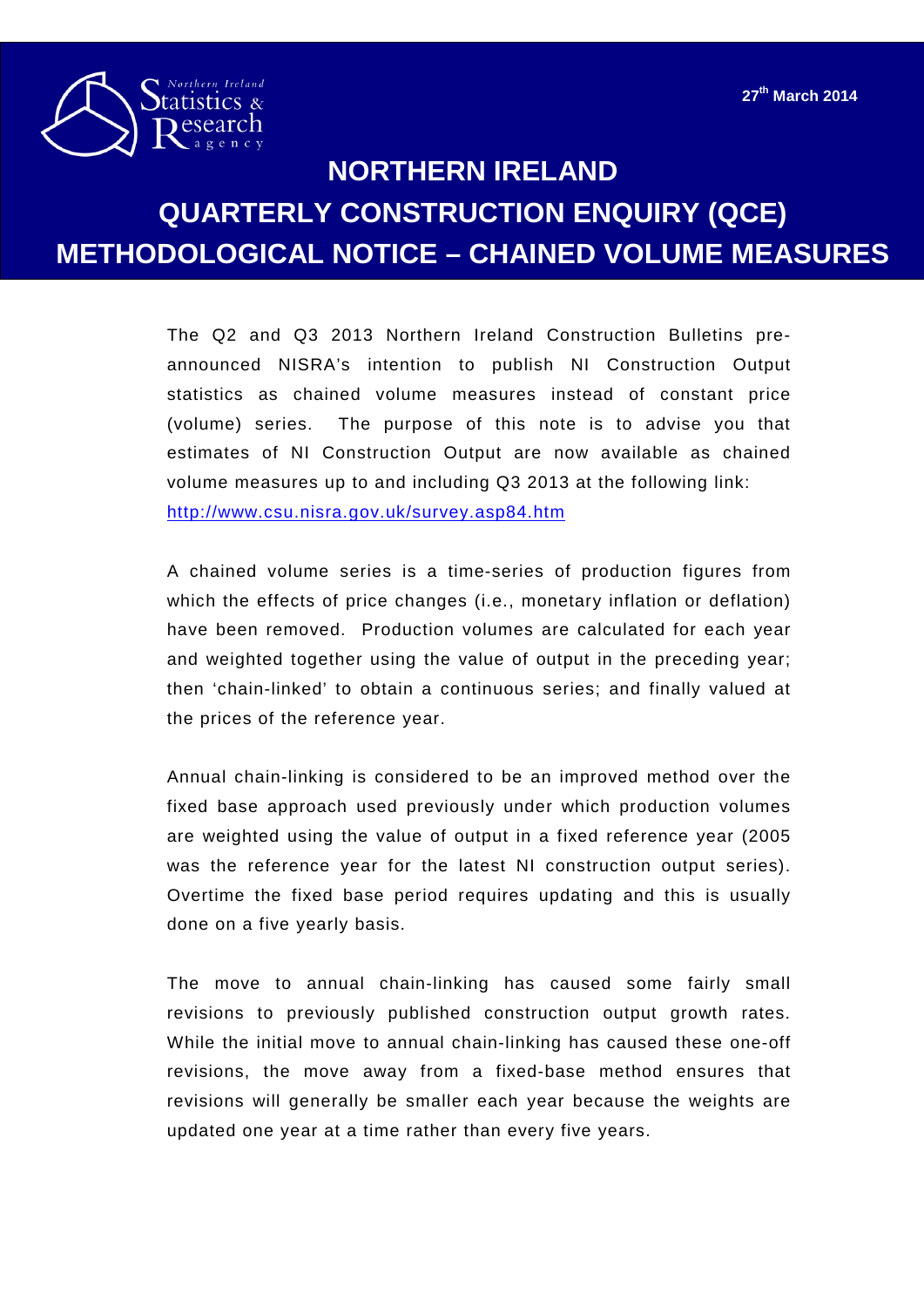Northern Ireland Statistics & Research agency

27th March 2014

# NORTHERN IRELAND

# QUARTERLY CONSTRUCTION ENQUIRY (QCE)

# METHODOLOGICAL NOTICE – CHAINED VOLUME MEASURES

The Q2 and Q3 2013 Northern Ireland Construction Bulletins pre-announced NISRA's intention to publish NI Construction Output statistics as chained volume measures instead of constant price (volume) series. The purpose of this note is to advise you that estimates of NI Construction Output are now available as chained volume measures up to and including Q3 2013 at the following link: [http://www.csu.nisra.gov.uk/survey.asp84.htm](http://www.csu.nisra.gov.uk/survey.asp84.htm)

A chained volume series is a time-series of production figures from which the effects of price changes (i.e., monetary inflation or deflation) have been removed. Production volumes are calculated for each year and weighted together using the value of output in the preceding year; then 'chain-linked' to obtain a continuous series; and finally valued at the prices of the reference year.

Annual chain-linking is considered to be an improved method over the fixed base approach used previously under which production volumes are weighted using the value of output in a fixed reference year (2005 was the reference year for the latest NI construction output series). Overtime the fixed base period requires updating and this is usually done on a five yearly basis.

The move to annual chain-linking has caused some fairly small revisions to previously published construction output growth rates. While the initial move to annual chain-linking has caused these one-off revisions, the move away from a fixed-base method ensures that revisions will generally be smaller each year because the weights are updated one year at a time rather than every five years.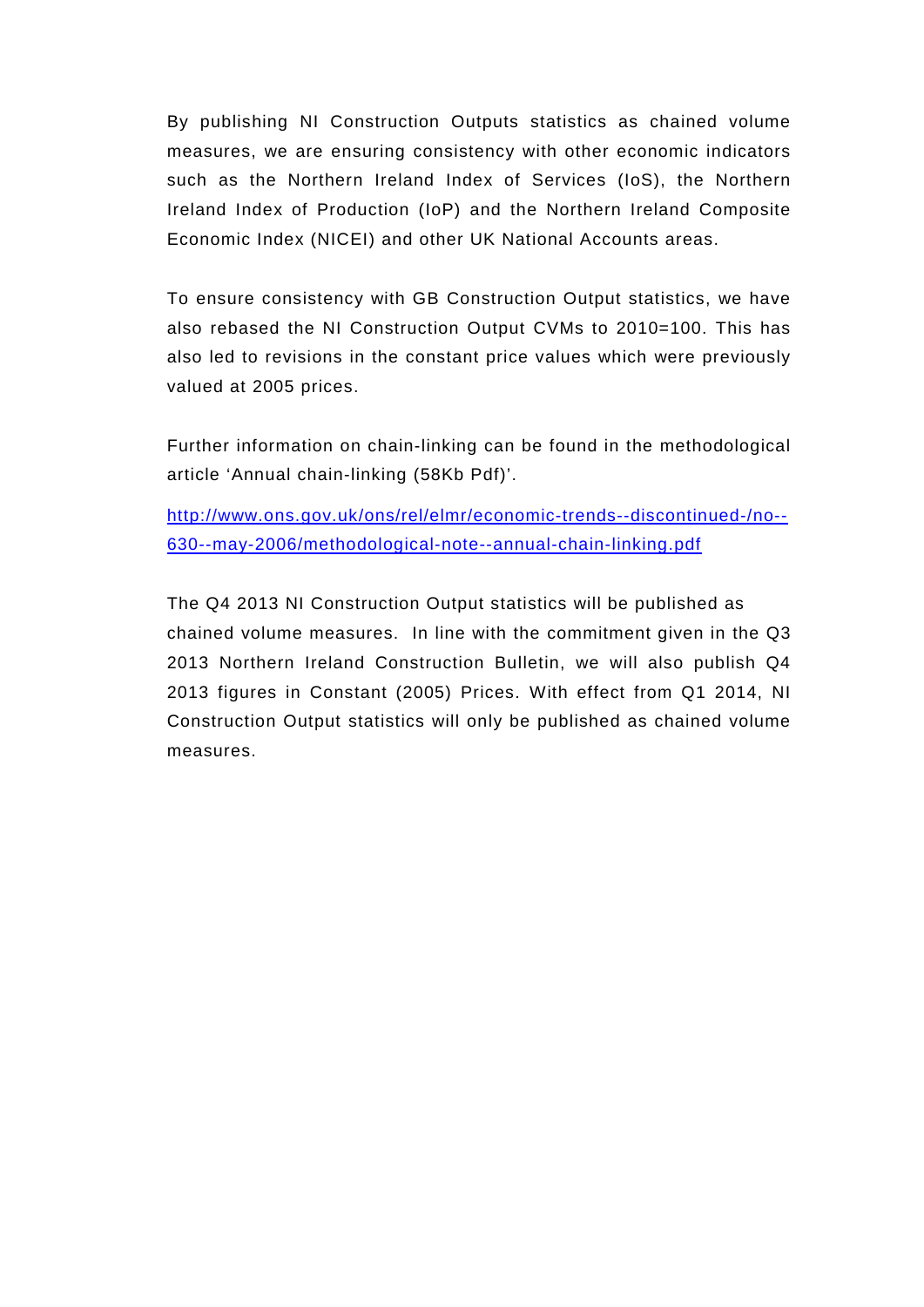By publishing NI Construction Outputs statistics as chained volume measures, we are ensuring consistency with other economic indicators such as the Northern Ireland Index of Services (IoS), the Northern Ireland Index of Production (IoP) and the Northern Ireland Composite Economic Index (NICEI) and other UK National Accounts areas.

To ensure consistency with GB Construction Output statistics, we have also rebased the NI Construction Output CVMs to 2010=100. This has also led to revisions in the constant price values which were previously valued at 2005 prices.

Further information on chain-linking can be found in the methodological article 'Annual chain-linking (58Kb Pdf)'.

[http://www.ons.gov.uk/ons/rel/elmr/economic-trends--discontinued-/no--630--may-2006/methodological-note--annual-chain-linking.pdf](http://www.ons.gov.uk/ons/rel/elmr/economic-trends--discontinued-/no--630--may-2006/methodological-note--annual-chain-linking.pdf)

The Q4 2013 NI Construction Output statistics will be published as chained volume measures. In line with the commitment given in the Q3 2013 Northern Ireland Construction Bulletin, we will also publish Q4 2013 figures in Constant (2005) Prices. With effect from Q1 2014, NI Construction Output statistics will only be published as chained volume measures.